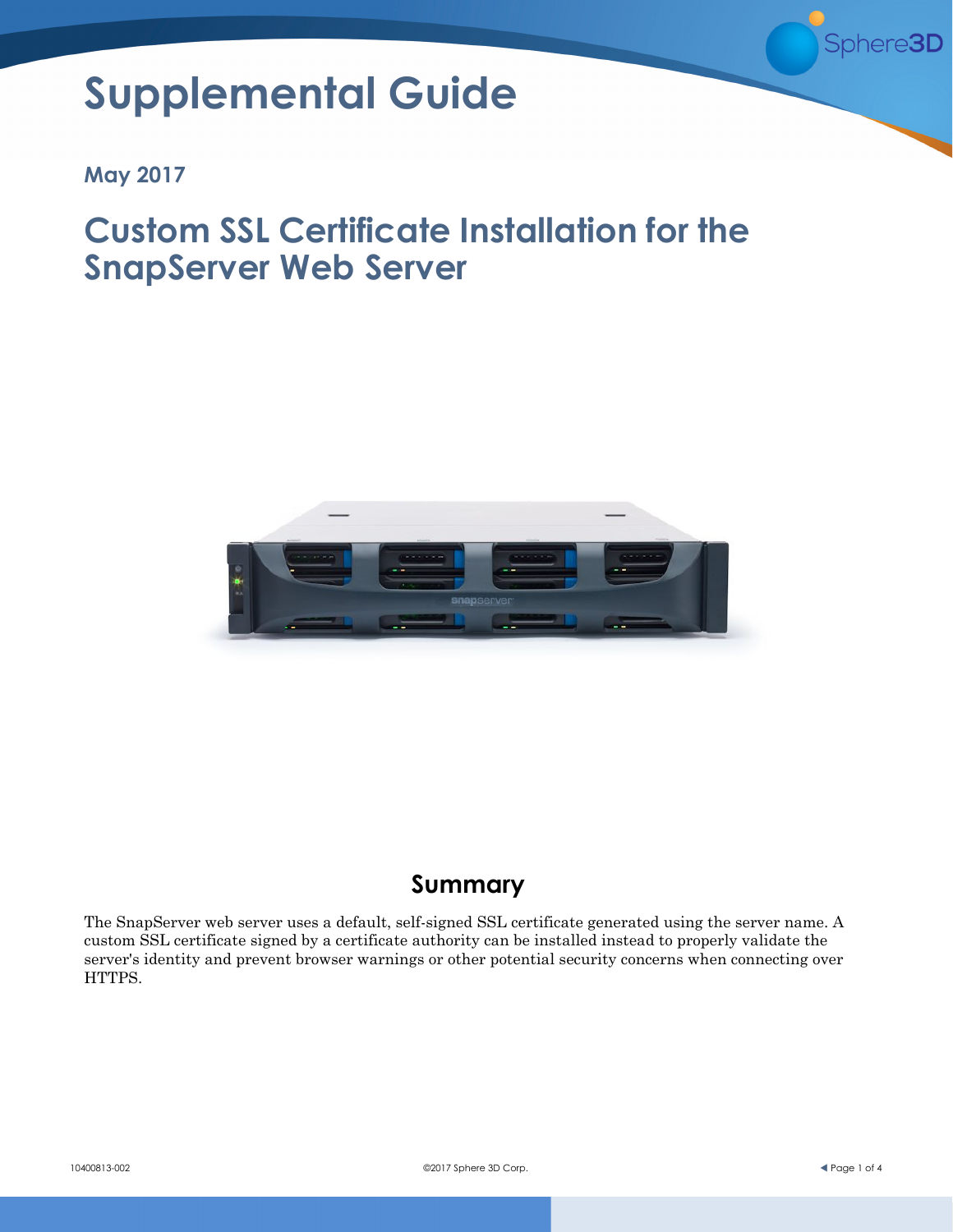# Supplemental Guide

**May 2017**

## Custom SSL Certificate Installation for the SnapServer Web Server

### Summary

The SnapServer web server uses a default, self-signed SSL certificate generated using the server name. A custom SSL certificate signed by a certificate authority can be installed instead to properly validate the server's identity and prevent browser warnings or other potential security concerns when connecting over HTTPS.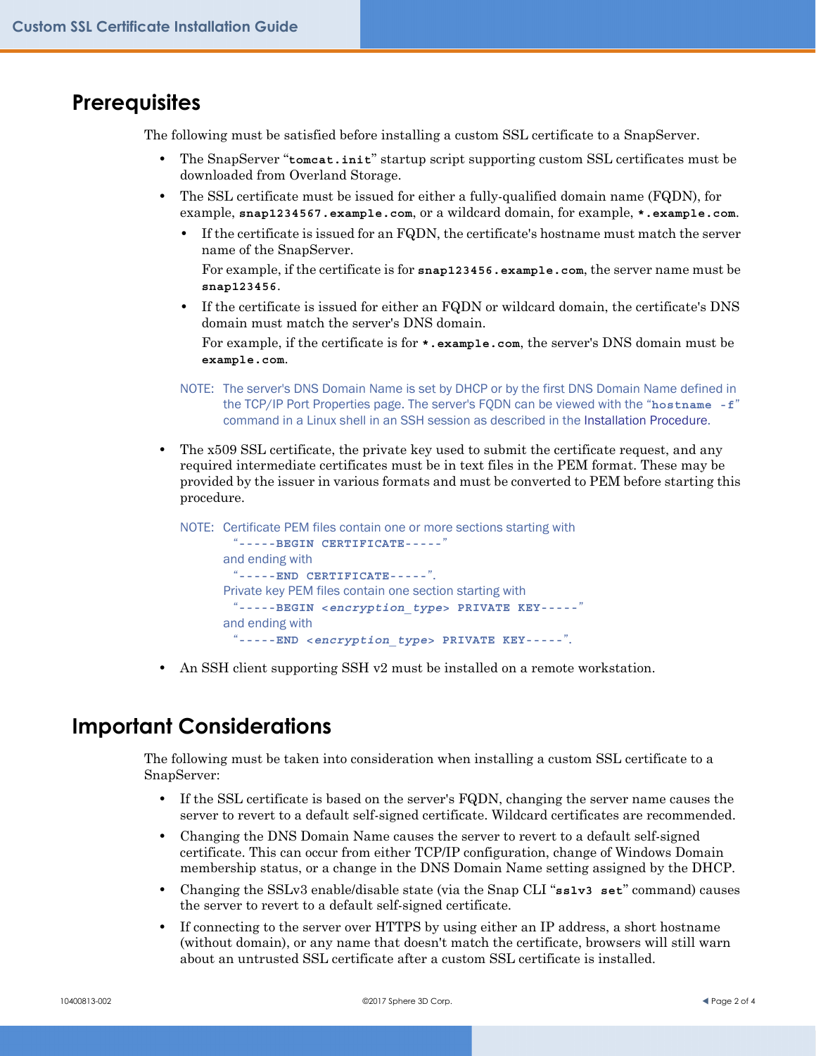## Prerequisites

The following must be satisfied before installing a custom SSL certificate to a SnapServer.

- The SnapServer "**tomcat.init**" startup script supporting custom SSL certificates must be downloaded from Overland Storage.
- The SSL certificate must be issued for either a fully-qualified domain name (FQDN), for example, **snap1234567.example.com**, or a wildcard domain, for example, ***.example.com**.
  - If the certificate is issued for an FQDN, the certificate's hostname must match the server name of the SnapServer.

    For example, if the certificate is for **snap123456.example.com**, the server name must be **snap123456**.
  - If the certificate is issued for either an FQDN or wildcard domain, the certificate's DNS domain must match the server's DNS domain.

    For example, if the certificate is for ***.example.com**, the server's DNS domain must be **example.com**.

  NOTE: The server's DNS Domain Name is set by DHCP or by the first DNS Domain Name defined in the TCP/IP Port Properties page. The server's FQDN can be viewed with the "**hostname -f**" command in a Linux shell in an SSH session as described in the Installation Procedure.

- The x509 SSL certificate, the private key used to submit the certificate request, and any required intermediate certificates must be in text files in the PEM format. These may be provided by the issuer in various formats and must be converted to PEM before starting this procedure.

  NOTE: Certificate PEM files contain one or more sections starting with
  "**-----BEGIN CERTIFICATE-----**"
  and ending with
  "**-----END CERTIFICATE-----**".
  Private key PEM files contain one section starting with
  "**-----BEGIN *<encryption_type>* PRIVATE KEY-----**"
  and ending with
  "**-----END *<encryption_type>* PRIVATE KEY-----**".

- An SSH client supporting SSH v2 must be installed on a remote workstation.

## Important Considerations

The following must be taken into consideration when installing a custom SSL certificate to a SnapServer:

- If the SSL certificate is based on the server's FQDN, changing the server name causes the server to revert to a default self-signed certificate. Wildcard certificates are recommended.
- Changing the DNS Domain Name causes the server to revert to a default self-signed certificate. This can occur from either TCP/IP configuration, change of Windows Domain membership status, or a change in the DNS Domain Name setting assigned by the DHCP.
- Changing the SSLv3 enable/disable state (via the Snap CLI "**sslv3 set**" command) causes the server to revert to a default self-signed certificate.
- If connecting to the server over HTTPS by using either an IP address, a short hostname (without domain), or any name that doesn't match the certificate, browsers will still warn about an untrusted SSL certificate after a custom SSL certificate is installed.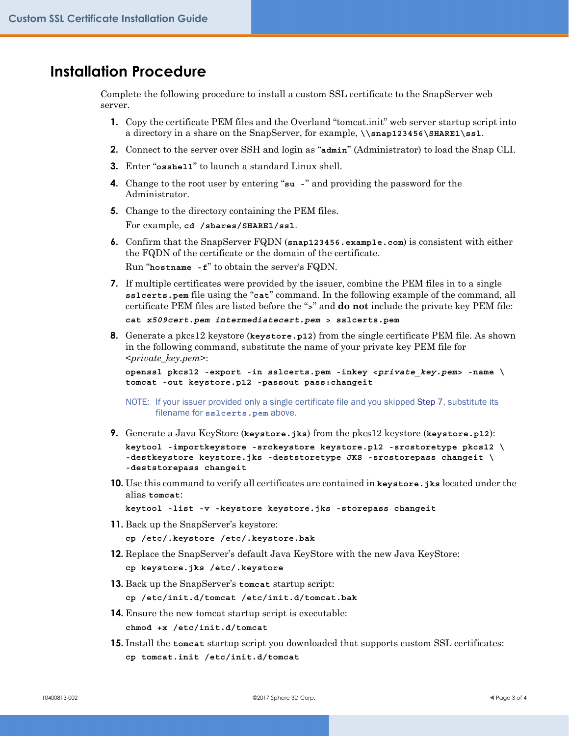## Installation Procedure

Complete the following procedure to install a custom SSL certificate to the SnapServer web server.

1. Copy the certificate PEM files and the Overland "tomcat.init" web server startup script into a directory in a share on the SnapServer, for example, `\\snap123456\SHARE1\ssl`.
2. Connect to the server over SSH and login as "`admin`" (Administrator) to load the Snap CLI.
3. Enter "`osshell`" to launch a standard Linux shell.
4. Change to the root user by entering "`su -`" and providing the password for the Administrator.
5. Change to the directory containing the PEM files.

   For example, `cd /shares/SHARE1/ssl`.
6. Confirm that the SnapServer FQDN (`snap123456.example.com`) is consistent with either the FQDN of the certificate or the domain of the certificate.

   Run "`hostname -f`" to obtain the server's FQDN.
7. If multiple certificates were provided by the issuer, combine the PEM files in to a single `sslcerts.pem` file using the "`cat`" command. In the following example of the command, all certificate PEM files are listed before the "`>`" and **do not** include the private key PEM file:

   ```
   cat x509cert.pem intermediatecert.pem > sslcerts.pem
   ```
8. Generate a pkcs12 keystore (`keystore.p12`) from the single certificate PEM file. As shown in the following command, substitute the name of your private key PEM file for <*private_key.pem*>:

   ```
   openssl pkcs12 -export -in sslcerts.pem -inkey <private_key.pem> -name \
   tomcat -out keystore.p12 -passout pass:changeit
   ```

   NOTE: If your issuer provided only a single certificate file and you skipped Step 7, substitute its filename for `sslcerts.pem` above.
9. Generate a Java KeyStore (`keystore.jks`) from the pkcs12 keystore (`keystore.p12`):

   ```
   keytool -importkeystore -srckeystore keystore.p12 -srcstoretype pkcs12 \
   -destkeystore keystore.jks -deststoretype JKS -srcstorepass changeit \
   -deststorepass changeit
   ```
10. Use this command to verify all certificates are contained in `keystore.jks` located under the alias `tomcat`:

    ```
    keytool -list -v -keystore keystore.jks -storepass changeit
    ```
11. Back up the SnapServer's keystore:

    ```
    cp /etc/.keystore /etc/.keystore.bak
    ```
12. Replace the SnapServer's default Java KeyStore with the new Java KeyStore:

    ```
    cp keystore.jks /etc/.keystore
    ```
13. Back up the SnapServer's `tomcat` startup script:

    ```
    cp /etc/init.d/tomcat /etc/init.d/tomcat.bak
    ```
14. Ensure the new tomcat startup script is executable:

    ```
    chmod +x /etc/init.d/tomcat
    ```
15. Install the `tomcat` startup script you downloaded that supports custom SSL certificates:

    ```
    cp tomcat.init /etc/init.d/tomcat
    ```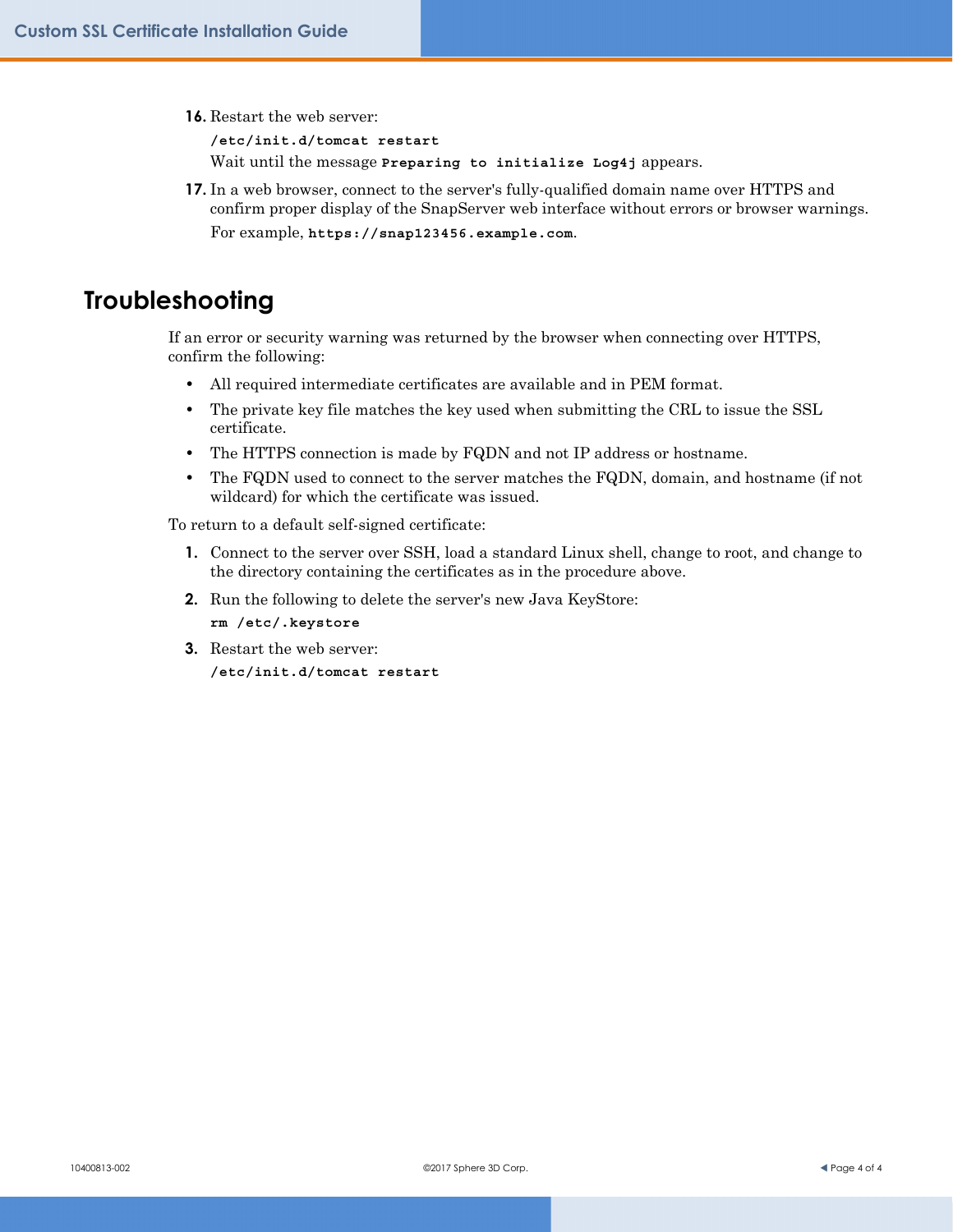16. Restart the web server:

    ```
    /etc/init.d/tomcat restart
    ```

    Wait until the message `Preparing to initialize Log4j` appears.

17. In a web browser, connect to the server's fully-qualified domain name over HTTPS and confirm proper display of the SnapServer web interface without errors or browser warnings.

    For example, `https://snap123456.example.com`.

## Troubleshooting

If an error or security warning was returned by the browser when connecting over HTTPS, confirm the following:

- All required intermediate certificates are available and in PEM format.
- The private key file matches the key used when submitting the CRL to issue the SSL certificate.
- The HTTPS connection is made by FQDN and not IP address or hostname.
- The FQDN used to connect to the server matches the FQDN, domain, and hostname (if not wildcard) for which the certificate was issued.

To return to a default self-signed certificate:

1. Connect to the server over SSH, load a standard Linux shell, change to root, and change to the directory containing the certificates as in the procedure above.
2. Run the following to delete the server's new Java KeyStore:

    ```
    rm /etc/.keystore
    ```

3. Restart the web server:

    ```
    /etc/init.d/tomcat restart
    ```